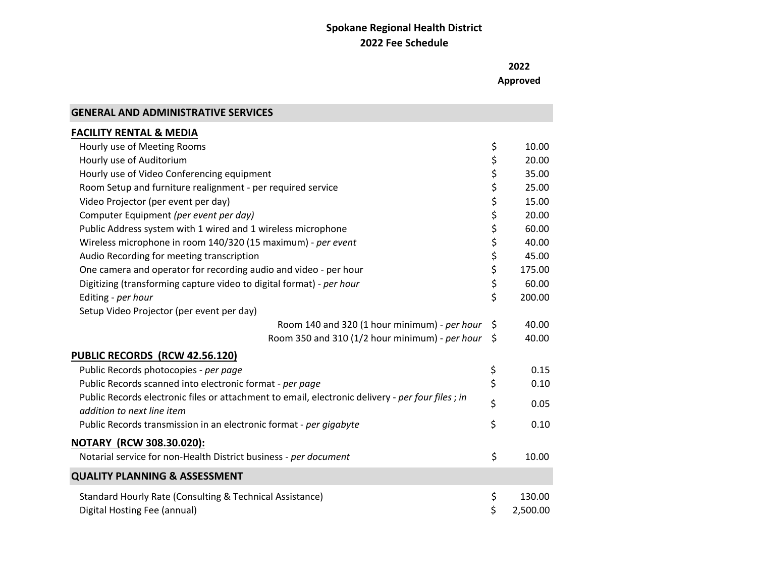# Spokane Regional Health District
## 2022 Fee Schedule

| | 2022 Approved |
|---|---|
| **GENERAL AND ADMINISTRATIVE SERVICES** | |
| **FACILITY RENTAL & MEDIA** | |
| Hourly use of Meeting Rooms | $ 10.00 |
| Hourly use of Auditorium | $ 20.00 |
| Hourly use of Video Conferencing equipment | $ 35.00 |
| Room Setup and furniture realignment - per required service | $ 25.00 |
| Video Projector (per event per day) | $ 15.00 |
| Computer Equipment *(per event per day)* | $ 20.00 |
| Public Address system with 1 wired and 1 wireless microphone | $ 60.00 |
| Wireless microphone in room 140/320 (15 maximum) - *per event* | $ 40.00 |
| Audio Recording for meeting transcription | $ 45.00 |
| One camera and operator for recording audio and video - per hour | $ 175.00 |
| Digitizing (transforming capture video to digital format) - *per hour* | $ 60.00 |
| Editing - *per hour* | $ 200.00 |
| Setup Video Projector (per event per day) | |
| Room 140 and 320 (1 hour minimum) - *per hour* | $ 40.00 |
| Room 350 and 310 (1/2 hour minimum) - *per hour* | $ 40.00 |
| **PUBLIC RECORDS (RCW 42.56.120)** | |
| Public Records photocopies - *per page* | $ 0.15 |
| Public Records scanned into electronic format - *per page* | $ 0.10 |
| Public Records electronic files or attachment to email, electronic delivery - *per four files ; in addition to next line item* | $ 0.05 |
| Public Records transmission in an electronic format - *per gigabyte* | $ 0.10 |
| **NOTARY (RCW 308.30.020):** | |
| Notarial service for non-Health District business - *per document* | $ 10.00 |
| **QUALITY PLANNING & ASSESSMENT** | |
| Standard Hourly Rate (Consulting & Technical Assistance) | $ 130.00 |
| Digital Hosting Fee (annual) | $ 2,500.00 |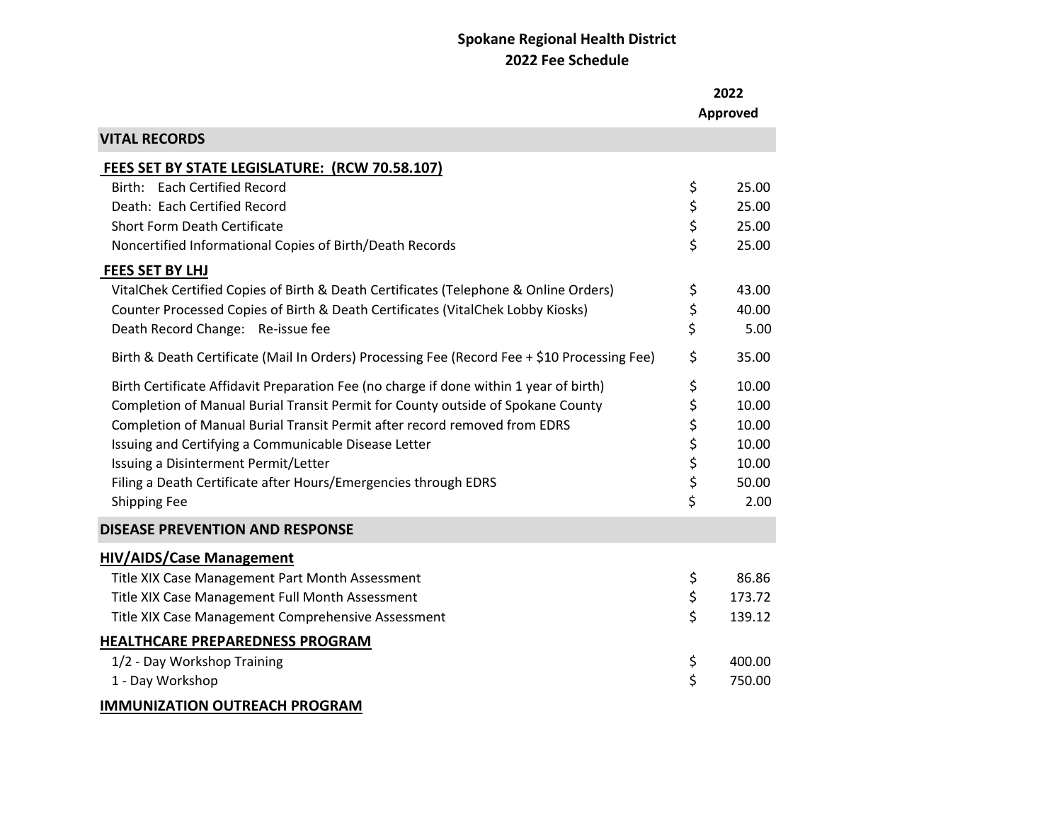# Spokane Regional Health District
## 2022 Fee Schedule

| | 2022 Approved |
|---|---|
| **VITAL RECORDS** | |
| **FEES SET BY STATE LEGISLATURE: (RCW 70.58.107)** | |
| Birth: Each Certified Record | $ 25.00 |
| Death: Each Certified Record | $ 25.00 |
| Short Form Death Certificate | $ 25.00 |
| Noncertified Informational Copies of Birth/Death Records | $ 25.00 |
| **FEES SET BY LHJ** | |
| VitalChek Certified Copies of Birth & Death Certificates (Telephone & Online Orders) | $ 43.00 |
| Counter Processed Copies of Birth & Death Certificates (VitalChek Lobby Kiosks) | $ 40.00 |
| Death Record Change: Re-issue fee | $ 5.00 |
| Birth & Death Certificate (Mail In Orders) Processing Fee (Record Fee + $10 Processing Fee) | $ 35.00 |
| Birth Certificate Affidavit Preparation Fee (no charge if done within 1 year of birth) | $ 10.00 |
| Completion of Manual Burial Transit Permit for County outside of Spokane County | $ 10.00 |
| Completion of Manual Burial Transit Permit after record removed from EDRS | $ 10.00 |
| Issuing and Certifying a Communicable Disease Letter | $ 10.00 |
| Issuing a Disinterment Permit/Letter | $ 10.00 |
| Filing a Death Certificate after Hours/Emergencies through EDRS | $ 50.00 |
| Shipping Fee | $ 2.00 |
| **DISEASE PREVENTION AND RESPONSE** | |
| **HIV/AIDS/Case Management** | |
| Title XIX Case Management Part Month Assessment | $ 86.86 |
| Title XIX Case Management Full Month Assessment | $ 173.72 |
| Title XIX Case Management Comprehensive Assessment | $ 139.12 |
| **HEALTHCARE PREPAREDNESS PROGRAM** | |
| 1/2 - Day Workshop Training | $ 400.00 |
| 1 - Day Workshop | $ 750.00 |
| **IMMUNIZATION OUTREACH PROGRAM** | |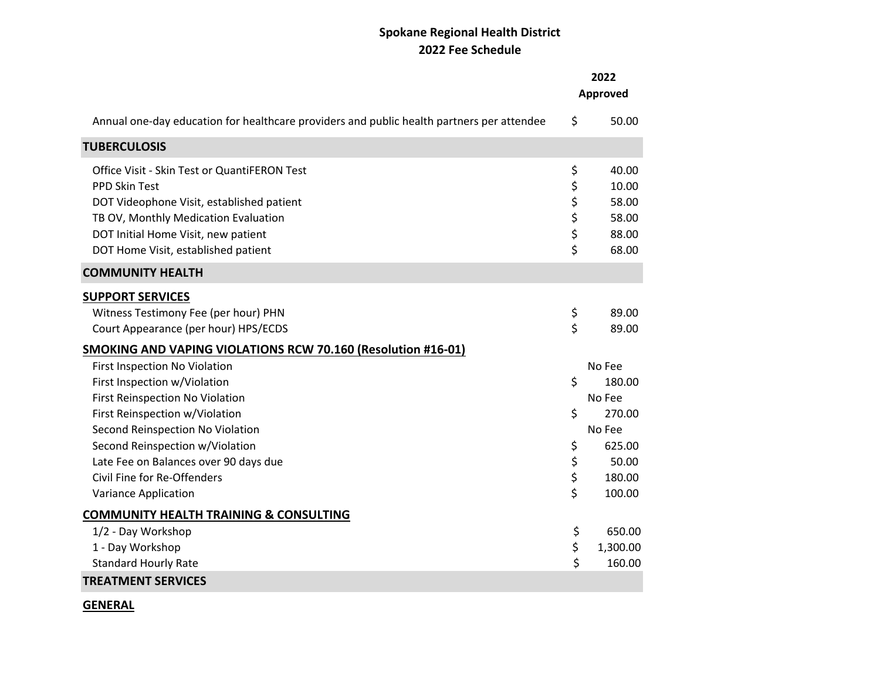# Spokane Regional Health District
## 2022 Fee Schedule

| | 2022 Approved |
|---|---|
| Annual one-day education for healthcare providers and public health partners per attendee | $ 50.00 |
| **TUBERCULOSIS** | |
| Office Visit - Skin Test or QuantiFERON Test | $ 40.00 |
| PPD Skin Test | $ 10.00 |
| DOT Videophone Visit, established patient | $ 58.00 |
| TB OV, Monthly Medication Evaluation | $ 58.00 |
| DOT Initial Home Visit, new patient | $ 88.00 |
| DOT Home Visit, established patient | $ 68.00 |
| **COMMUNITY HEALTH** | |
| **SUPPORT SERVICES** | |
| Witness Testimony Fee (per hour) PHN | $ 89.00 |
| Court Appearance (per hour) HPS/ECDS | $ 89.00 |
| **SMOKING AND VAPING VIOLATIONS RCW 70.160 (Resolution #16-01)** | |
| First Inspection No Violation | No Fee |
| First Inspection w/Violation | $ 180.00 |
| First Reinspection No Violation | No Fee |
| First Reinspection w/Violation | $ 270.00 |
| Second Reinspection No Violation | No Fee |
| Second Reinspection w/Violation | $ 625.00 |
| Late Fee on Balances over 90 days due | $ 50.00 |
| Civil Fine for Re-Offenders | $ 180.00 |
| Variance Application | $ 100.00 |
| **COMMUNITY HEALTH TRAINING & CONSULTING** | |
| 1/2 - Day Workshop | $ 650.00 |
| 1 - Day Workshop | $ 1,300.00 |
| Standard Hourly Rate | $ 160.00 |
| **TREATMENT SERVICES** | |
| **GENERAL** | |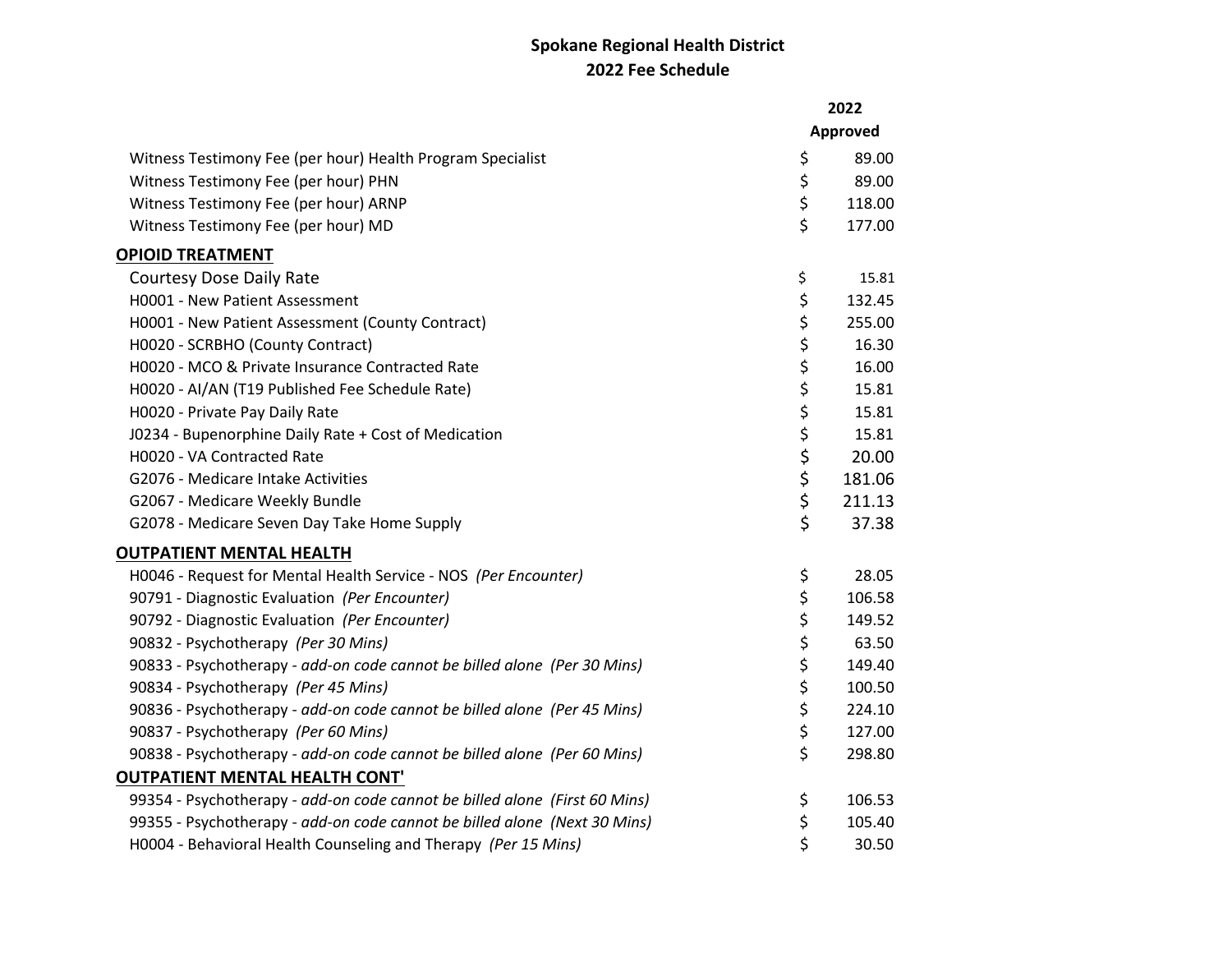# Spokane Regional Health District

## 2022 Fee Schedule

| | 2022 Approved |
|---|---|
| Witness Testimony Fee (per hour) Health Program Specialist | $ 89.00 |
| Witness Testimony Fee (per hour) PHN | $ 89.00 |
| Witness Testimony Fee (per hour) ARNP | $ 118.00 |
| Witness Testimony Fee (per hour) MD | $ 177.00 |
| **<u>OPIOID TREATMENT</u>** | |
| Courtesy Dose Daily Rate | $ 15.81 |
| H0001 - New Patient Assessment | $ 132.45 |
| H0001 - New Patient Assessment (County Contract) | $ 255.00 |
| H0020 - SCRBHO (County Contract) | $ 16.30 |
| H0020 - MCO & Private Insurance Contracted Rate | $ 16.00 |
| H0020 - AI/AN (T19 Published Fee Schedule Rate) | $ 15.81 |
| H0020 - Private Pay Daily Rate | $ 15.81 |
| J0234 - Bupenorphine Daily Rate + Cost of Medication | $ 15.81 |
| H0020 - VA Contracted Rate | $ 20.00 |
| G2076 - Medicare Intake Activities | $ 181.06 |
| G2067 - Medicare Weekly Bundle | $ 211.13 |
| G2078 - Medicare Seven Day Take Home Supply | $ 37.38 |
| **<u>OUTPATIENT MENTAL HEALTH</u>** | |
| H0046 - Request for Mental Health Service - NOS *(Per Encounter)* | $ 28.05 |
| 90791 - Diagnostic Evaluation *(Per Encounter)* | $ 106.58 |
| 90792 - Diagnostic Evaluation *(Per Encounter)* | $ 149.52 |
| 90832 - Psychotherapy *(Per 30 Mins)* | $ 63.50 |
| 90833 - Psychotherapy - *add-on code cannot be billed alone (Per 30 Mins)* | $ 149.40 |
| 90834 - Psychotherapy *(Per 45 Mins)* | $ 100.50 |
| 90836 - Psychotherapy - *add-on code cannot be billed alone (Per 45 Mins)* | $ 224.10 |
| 90837 - Psychotherapy *(Per 60 Mins)* | $ 127.00 |
| 90838 - Psychotherapy - *add-on code cannot be billed alone (Per 60 Mins)* | $ 298.80 |
| **<u>OUTPATIENT MENTAL HEALTH CONT'</u>** | |
| 99354 - Psychotherapy - *add-on code cannot be billed alone (First 60 Mins)* | $ 106.53 |
| 99355 - Psychotherapy - *add-on code cannot be billed alone (Next 30 Mins)* | $ 105.40 |
| H0004 - Behavioral Health Counseling and Therapy *(Per 15 Mins)* | $ 30.50 |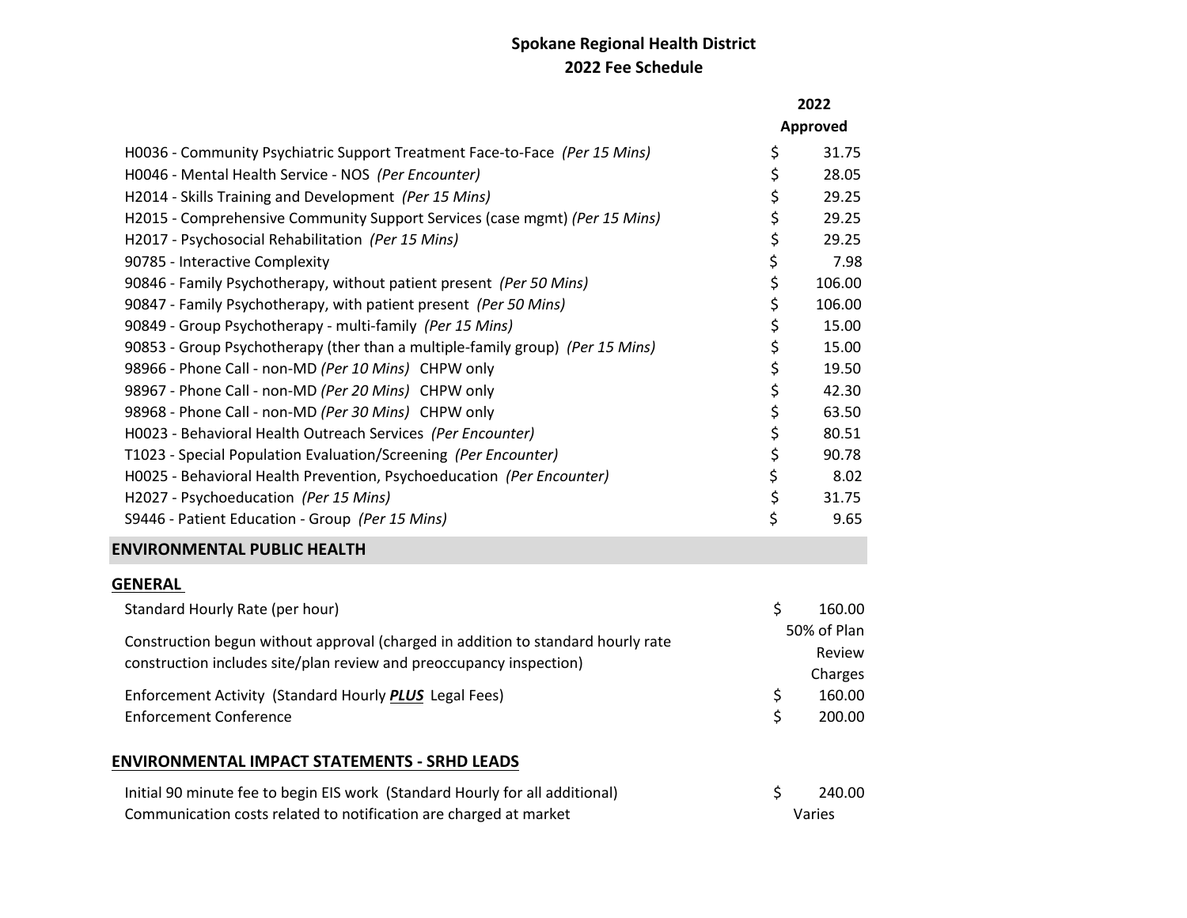# Spokane Regional Health District
## 2022 Fee Schedule

| | 2022 Approved |
|---|---|
| H0036 - Community Psychiatric Support Treatment Face-to-Face *(Per 15 Mins)* | $ 31.75 |
| H0046 - Mental Health Service - NOS *(Per Encounter)* | $ 28.05 |
| H2014 - Skills Training and Development *(Per 15 Mins)* | $ 29.25 |
| H2015 - Comprehensive Community Support Services (case mgmt) *(Per 15 Mins)* | $ 29.25 |
| H2017 - Psychosocial Rehabilitation *(Per 15 Mins)* | $ 29.25 |
| 90785 - Interactive Complexity | $ 7.98 |
| 90846 - Family Psychotherapy, without patient present *(Per 50 Mins)* | $ 106.00 |
| 90847 - Family Psychotherapy, with patient present *(Per 50 Mins)* | $ 106.00 |
| 90849 - Group Psychotherapy - multi-family *(Per 15 Mins)* | $ 15.00 |
| 90853 - Group Psychotherapy (ther than a multiple-family group) *(Per 15 Mins)* | $ 15.00 |
| 98966 - Phone Call - non-MD *(Per 10 Mins)* CHPW only | $ 19.50 |
| 98967 - Phone Call - non-MD *(Per 20 Mins)* CHPW only | $ 42.30 |
| 98968 - Phone Call - non-MD *(Per 30 Mins)* CHPW only | $ 63.50 |
| H0023 - Behavioral Health Outreach Services *(Per Encounter)* | $ 80.51 |
| T1023 - Special Population Evaluation/Screening *(Per Encounter)* | $ 90.78 |
| H0025 - Behavioral Health Prevention, Psychoeducation *(Per Encounter)* | $ 8.02 |
| H2027 - Psychoeducation *(Per 15 Mins)* | $ 31.75 |
| S9446 - Patient Education - Group *(Per 15 Mins)* | $ 9.65 |

## ENVIRONMENTAL PUBLIC HEALTH

### GENERAL

| | |
|---|---|
| Standard Hourly Rate (per hour) | $ 160.00 |
| Construction begun without approval (charged in addition to standard hourly rate construction includes site/plan review and preoccupancy inspection) | 50% of Plan Review Charges |
| Enforcement Activity (Standard Hourly ***PLUS*** Legal Fees) | $ 160.00 |
| Enforcement Conference | $ 200.00 |

### ENVIRONMENTAL IMPACT STATEMENTS - SRHD LEADS

| | |
|---|---|
| Initial 90 minute fee to begin EIS work (Standard Hourly for all additional) | $ 240.00 |
| Communication costs related to notification are charged at market | Varies |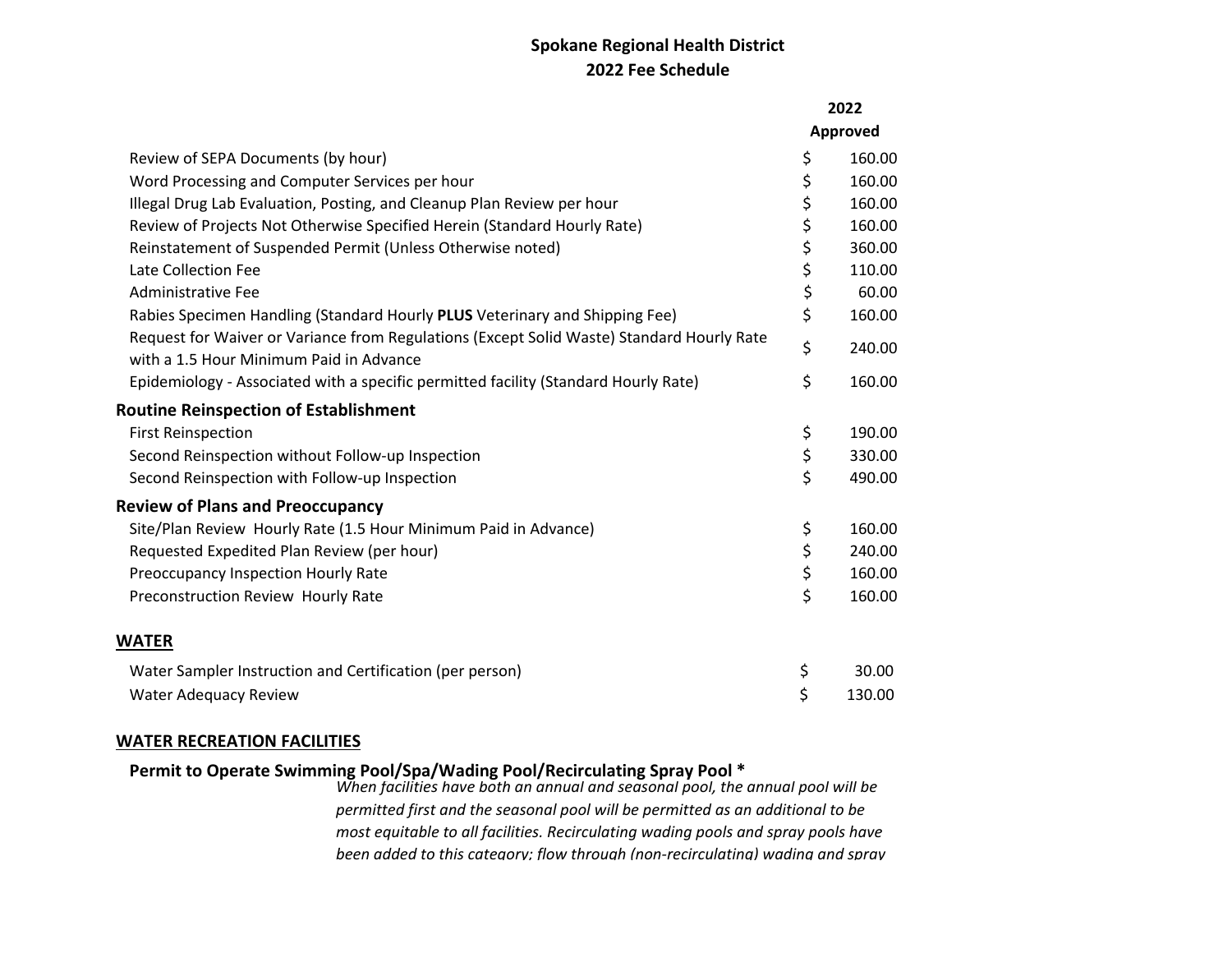# Spokane Regional Health District
## 2022 Fee Schedule

| | 2022 Approved |
|---|---|
| Review of SEPA Documents (by hour) | $ 160.00 |
| Word Processing and Computer Services per hour | $ 160.00 |
| Illegal Drug Lab Evaluation, Posting, and Cleanup Plan Review per hour | $ 160.00 |
| Review of Projects Not Otherwise Specified Herein (Standard Hourly Rate) | $ 160.00 |
| Reinstatement of Suspended Permit (Unless Otherwise noted) | $ 360.00 |
| Late Collection Fee | $ 110.00 |
| Administrative Fee | $ 60.00 |
| Rabies Specimen Handling (Standard Hourly **PLUS** Veterinary and Shipping Fee) | $ 160.00 |
| Request for Waiver or Variance from Regulations (Except Solid Waste) Standard Hourly Rate with a 1.5 Hour Minimum Paid in Advance | $ 240.00 |
| Epidemiology - Associated with a specific permitted facility (Standard Hourly Rate) | $ 160.00 |
| **Routine Reinspection of Establishment** | |
| First Reinspection | $ 190.00 |
| Second Reinspection without Follow-up Inspection | $ 330.00 |
| Second Reinspection with Follow-up Inspection | $ 490.00 |
| **Review of Plans and Preoccupancy** | |
| Site/Plan Review Hourly Rate (1.5 Hour Minimum Paid in Advance) | $ 160.00 |
| Requested Expedited Plan Review (per hour) | $ 240.00 |
| Preoccupancy Inspection Hourly Rate | $ 160.00 |
| Preconstruction Review Hourly Rate | $ 160.00 |

## WATER

| | |
|---|---|
| Water Sampler Instruction and Certification (per person) | $ 30.00 |
| Water Adequacy Review | $ 130.00 |

## WATER RECREATION FACILITIES

### Permit to Operate Swimming Pool/Spa/Wading Pool/Recirculating Spray Pool *

*When facilities have both an annual and seasonal pool, the annual pool will be permitted first and the seasonal pool will be permitted as an additional to be most equitable to all facilities. Recirculating wading pools and spray pools have been added to this category; flow through (non-recirculating) wading and spray*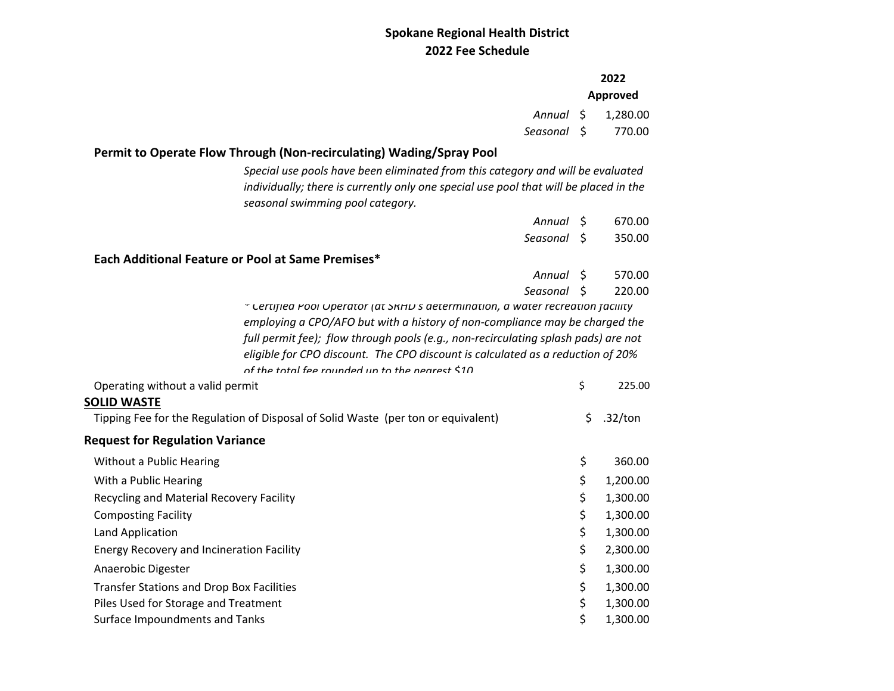# Spokane Regional Health District
## 2022 Fee Schedule

| | | 2022 Approved |
|---|---|---|
| | *Annual* | $ 1,280.00 |
| | *Seasonal* | $ 770.00 |
| **Permit to Operate Flow Through (Non-recirculating) Wading/Spray Pool** | | |
| *Special use pools have been eliminated from this category and will be evaluated individually; there is currently only one special use pool that will be placed in the seasonal swimming pool category.* | | |
| | *Annual* | $ 670.00 |
| | *Seasonal* | $ 350.00 |
| **Each Additional Feature or Pool at Same Premises*** | | |
| | *Annual* | $ 570.00 |
| | *Seasonal* | $ 220.00 |
| *\* Certified Pool Operator (at SRHD's determination, a water recreation facility employing a CPO/AFO but with a history of non-compliance may be charged the full permit fee); flow through pools (e.g., non-recirculating splash pads) are not eligible for CPO discount. The CPO discount is calculated as a reduction of 20% of the total fee rounded up to the nearest $10* | | |
| Operating without a valid permit | | $ 225.00 |
| **SOLID WASTE** | | |
| Tipping Fee for the Regulation of Disposal of Solid Waste (per ton or equivalent) | | $ .32/ton |
| **Request for Regulation Variance** | | |
| Without a Public Hearing | | $ 360.00 |
| With a Public Hearing | | $ 1,200.00 |
| Recycling and Material Recovery Facility | | $ 1,300.00 |
| Composting Facility | | $ 1,300.00 |
| Land Application | | $ 1,300.00 |
| Energy Recovery and Incineration Facility | | $ 2,300.00 |
| Anaerobic Digester | | $ 1,300.00 |
| Transfer Stations and Drop Box Facilities | | $ 1,300.00 |
| Piles Used for Storage and Treatment | | $ 1,300.00 |
| Surface Impoundments and Tanks | | $ 1,300.00 |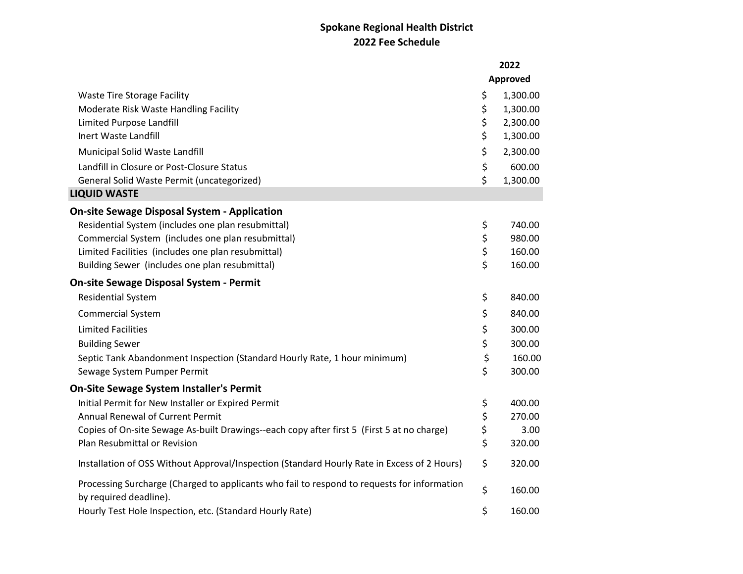# Spokane Regional Health District
## 2022 Fee Schedule

| | 2022 Approved |
|---|---|
| Waste Tire Storage Facility | $ 1,300.00 |
| Moderate Risk Waste Handling Facility | $ 1,300.00 |
| Limited Purpose Landfill | $ 2,300.00 |
| Inert Waste Landfill | $ 1,300.00 |
| Municipal Solid Waste Landfill | $ 2,300.00 |
| Landfill in Closure or Post-Closure Status | $ 600.00 |
| General Solid Waste Permit (uncategorized) | $ 1,300.00 |
| **LIQUID WASTE** | |
| **On-site Sewage Disposal System - Application** | |
| Residential System (includes one plan resubmittal) | $ 740.00 |
| Commercial System (includes one plan resubmittal) | $ 980.00 |
| Limited Facilities (includes one plan resubmittal) | $ 160.00 |
| Building Sewer (includes one plan resubmittal) | $ 160.00 |
| **On-site Sewage Disposal System - Permit** | |
| Residential System | $ 840.00 |
| Commercial System | $ 840.00 |
| Limited Facilities | $ 300.00 |
| Building Sewer | $ 300.00 |
| Septic Tank Abandonment Inspection (Standard Hourly Rate, 1 hour minimum) | $ 160.00 |
| Sewage System Pumper Permit | $ 300.00 |
| **On-Site Sewage System Installer's Permit** | |
| Initial Permit for New Installer or Expired Permit | $ 400.00 |
| Annual Renewal of Current Permit | $ 270.00 |
| Copies of On-site Sewage As-built Drawings--each copy after first 5 (First 5 at no charge) | $ 3.00 |
| Plan Resubmittal or Revision | $ 320.00 |
| Installation of OSS Without Approval/Inspection (Standard Hourly Rate in Excess of 2 Hours) | $ 320.00 |
| Processing Surcharge (Charged to applicants who fail to respond to requests for information by required deadline). | $ 160.00 |
| Hourly Test Hole Inspection, etc. (Standard Hourly Rate) | $ 160.00 |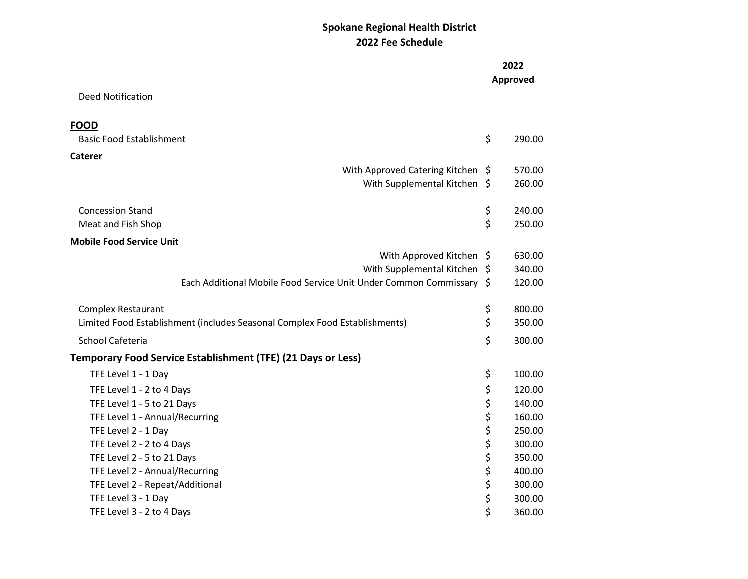# Spokane Regional Health District
## 2022 Fee Schedule

| | 2022 Approved |
|---|---|
| Deed Notification | |
| **FOOD** | |
| Basic Food Establishment | $ 290.00 |
| **Caterer** | |
| With Approved Catering Kitchen | $ 570.00 |
| With Supplemental Kitchen | $ 260.00 |
| Concession Stand | $ 240.00 |
| Meat and Fish Shop | $ 250.00 |
| **Mobile Food Service Unit** | |
| With Approved Kitchen | $ 630.00 |
| With Supplemental Kitchen | $ 340.00 |
| Each Additional Mobile Food Service Unit Under Common Commissary | $ 120.00 |
| Complex Restaurant | $ 800.00 |
| Limited Food Establishment (includes Seasonal Complex Food Establishments) | $ 350.00 |
| School Cafeteria | $ 300.00 |
| **Temporary Food Service Establishment (TFE) (21 Days or Less)** | |
| TFE Level 1 - 1 Day | $ 100.00 |
| TFE Level 1 - 2 to 4 Days | $ 120.00 |
| TFE Level 1 - 5 to 21 Days | $ 140.00 |
| TFE Level 1 - Annual/Recurring | $ 160.00 |
| TFE Level 2 - 1 Day | $ 250.00 |
| TFE Level 2 - 2 to 4 Days | $ 300.00 |
| TFE Level 2 - 5 to 21 Days | $ 350.00 |
| TFE Level 2 - Annual/Recurring | $ 400.00 |
| TFE Level 2 - Repeat/Additional | $ 300.00 |
| TFE Level 3 - 1 Day | $ 300.00 |
| TFE Level 3 - 2 to 4 Days | $ 360.00 |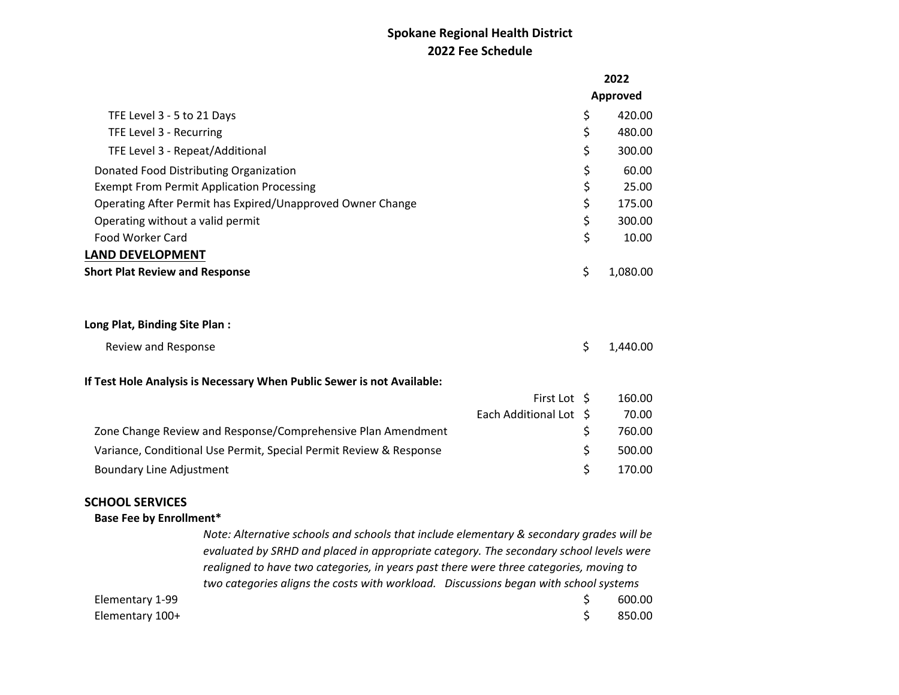# Spokane Regional Health District
## 2022 Fee Schedule

| | 2022 Approved |
|---|---|
| TFE Level 3 - 5 to 21 Days | $ 420.00 |
| TFE Level 3 - Recurring | $ 480.00 |
| TFE Level 3 - Repeat/Additional | $ 300.00 |
| Donated Food Distributing Organization | $ 60.00 |
| Exempt From Permit Application Processing | $ 25.00 |
| Operating After Permit has Expired/Unapproved Owner Change | $ 175.00 |
| Operating without a valid permit | $ 300.00 |
| Food Worker Card | $ 10.00 |
| **LAND DEVELOPMENT** | |
| **Short Plat Review and Response** | $ 1,080.00 |
| **Long Plat, Binding Site Plan :** | |
| Review and Response | $ 1,440.00 |
| **If Test Hole Analysis is Necessary When Public Sewer is not Available:** | |
| First Lot | $ 160.00 |
| Each Additional Lot | $ 70.00 |
| Zone Change Review and Response/Comprehensive Plan Amendment | $ 760.00 |
| Variance, Conditional Use Permit, Special Permit Review & Response | $ 500.00 |
| Boundary Line Adjustment | $ 170.00 |
| **SCHOOL SERVICES** | |
| **Base Fee by Enrollment*** | |
| *Note: Alternative schools and schools that include elementary & secondary grades will be evaluated by SRHD and placed in appropriate category. The secondary school levels were realigned to have two categories, in years past there were three categories, moving to two categories aligns the costs with workload. Discussions began with school systems* | |
| Elementary 1-99 | $ 600.00 |
| Elementary 100+ | $ 850.00 |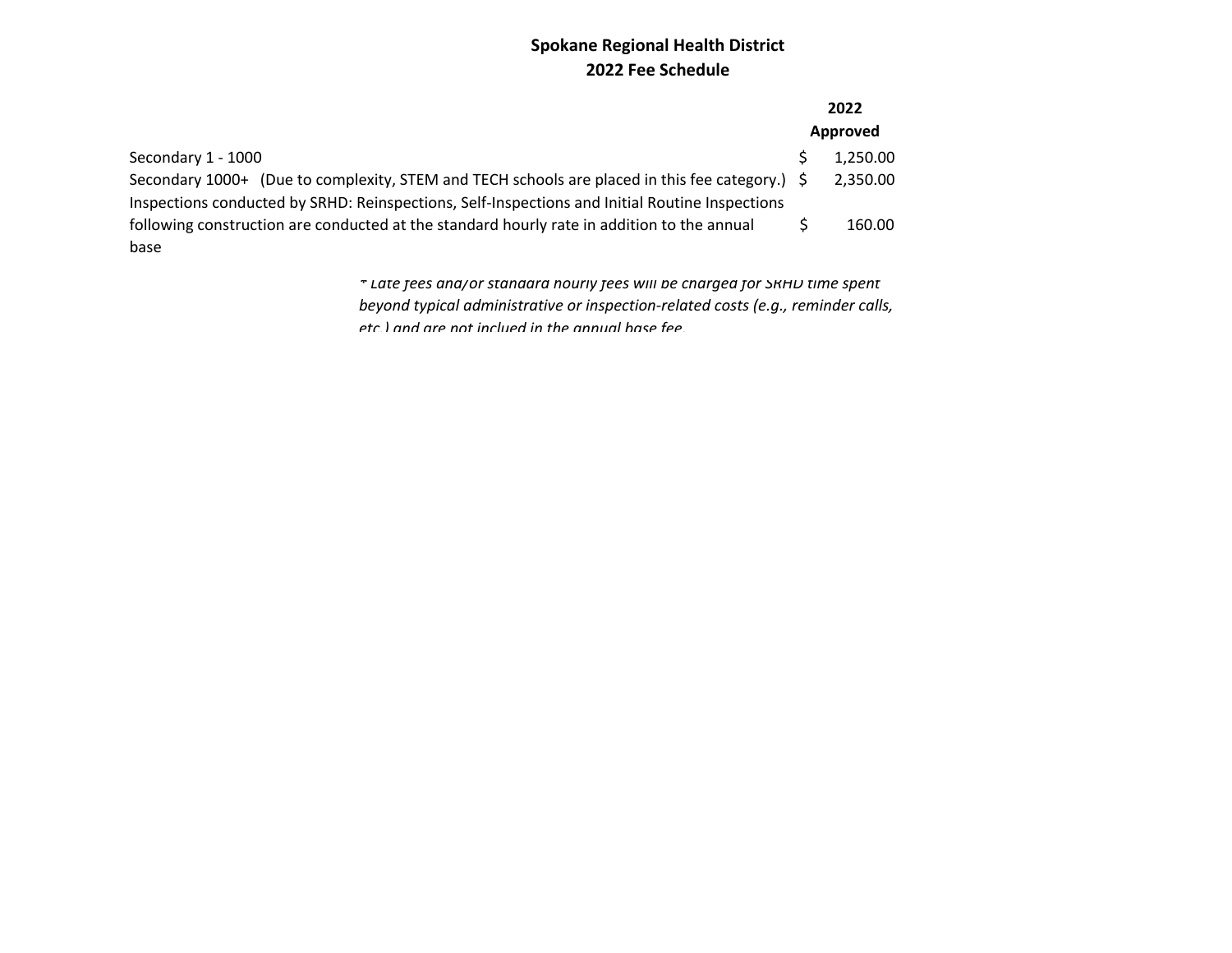# Spokane Regional Health District
## 2022 Fee Schedule

| | 2022 Approved |
|---|---|
| Secondary 1 - 1000 | $ 1,250.00 |
| Secondary 1000+ (Due to complexity, STEM and TECH schools are placed in this fee category.) | $ 2,350.00 |
| Inspections conducted by SRHD: Reinspections, Self-Inspections and Initial Routine Inspections following construction are conducted at the standard hourly rate in addition to the annual base | $ 160.00 |

*\* Late fees and/or standard hourly fees will be charged for SRHD time spent beyond typical administrative or inspection-related costs (e.g., reminder calls, etc.) and are not inclued in the annual base fee*